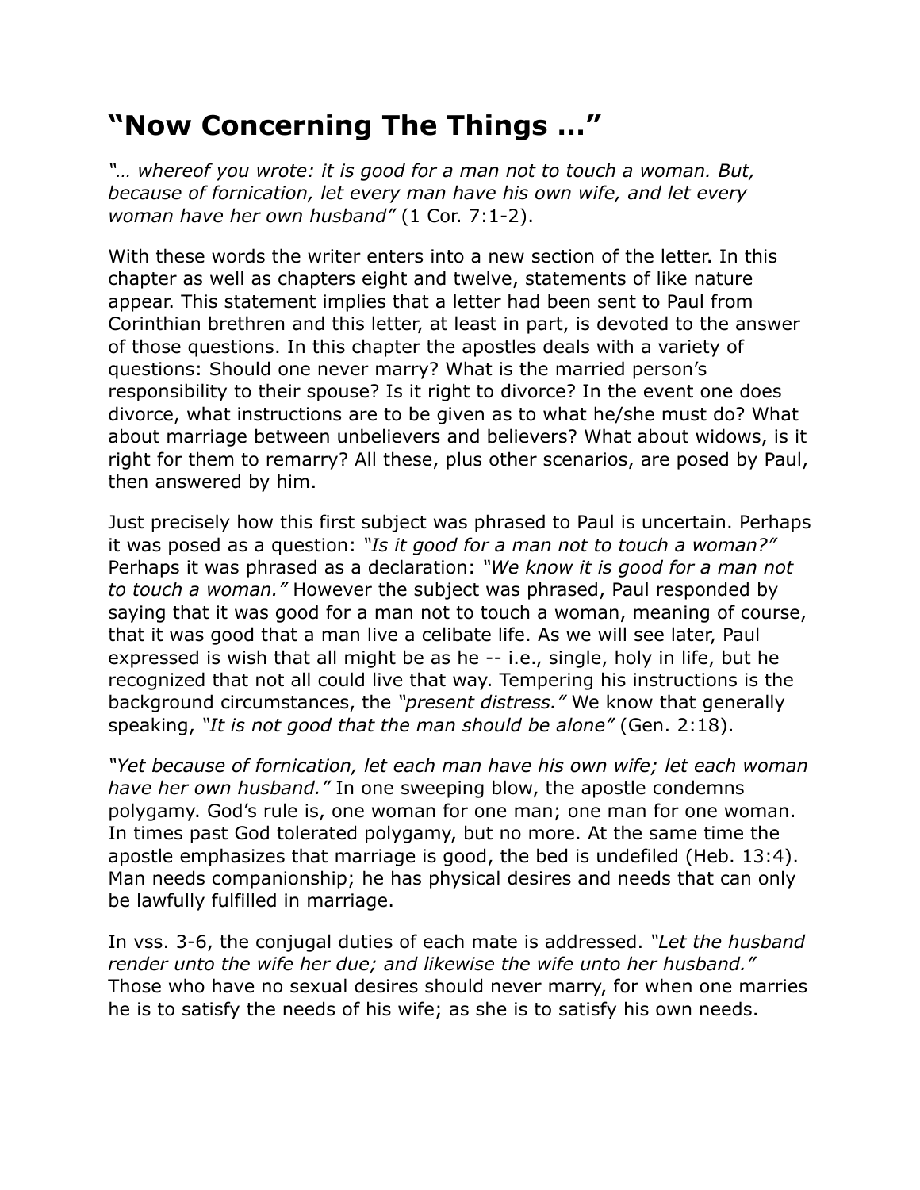# “Now Concerning The Things …”

*“… whereof you wrote: it is good for a man not to touch a woman. But, because of fornication, let every man have his own wife, and let every woman have her own husband”* (1 Cor. 7:1-2).

With these words the writer enters into a new section of the letter. In this chapter as well as chapters eight and twelve, statements of like nature appear. This statement implies that a letter had been sent to Paul from Corinthian brethren and this letter, at least in part, is devoted to the answer of those questions. In this chapter the apostles deals with a variety of questions: Should one never marry? What is the married person’s responsibility to their spouse? Is it right to divorce? In the event one does divorce, what instructions are to be given as to what he/she must do? What about marriage between unbelievers and believers? What about widows, is it right for them to remarry? All these, plus other scenarios, are posed by Paul, then answered by him.

Just precisely how this first subject was phrased to Paul is uncertain. Perhaps it was posed as a question: *“Is it good for a man not to touch a woman?”* Perhaps it was phrased as a declaration: *“We know it is good for a man not to touch a woman.”* However the subject was phrased, Paul responded by saying that it was good for a man not to touch a woman, meaning of course, that it was good that a man live a celibate life. As we will see later, Paul expressed is wish that all might be as he -- i.e., single, holy in life, but he recognized that not all could live that way. Tempering his instructions is the background circumstances, the *“present distress.”* We know that generally speaking, *“It is not good that the man should be alone”* (Gen. 2:18).

*“Yet because of fornication, let each man have his own wife; let each woman have her own husband.”* In one sweeping blow, the apostle condemns polygamy. God’s rule is, one woman for one man; one man for one woman. In times past God tolerated polygamy, but no more. At the same time the apostle emphasizes that marriage is good, the bed is undefiled (Heb. 13:4). Man needs companionship; he has physical desires and needs that can only be lawfully fulfilled in marriage.

In vss. 3-6, the conjugal duties of each mate is addressed. *“Let the husband render unto the wife her due; and likewise the wife unto her husband.”* Those who have no sexual desires should never marry, for when one marries he is to satisfy the needs of his wife; as she is to satisfy his own needs.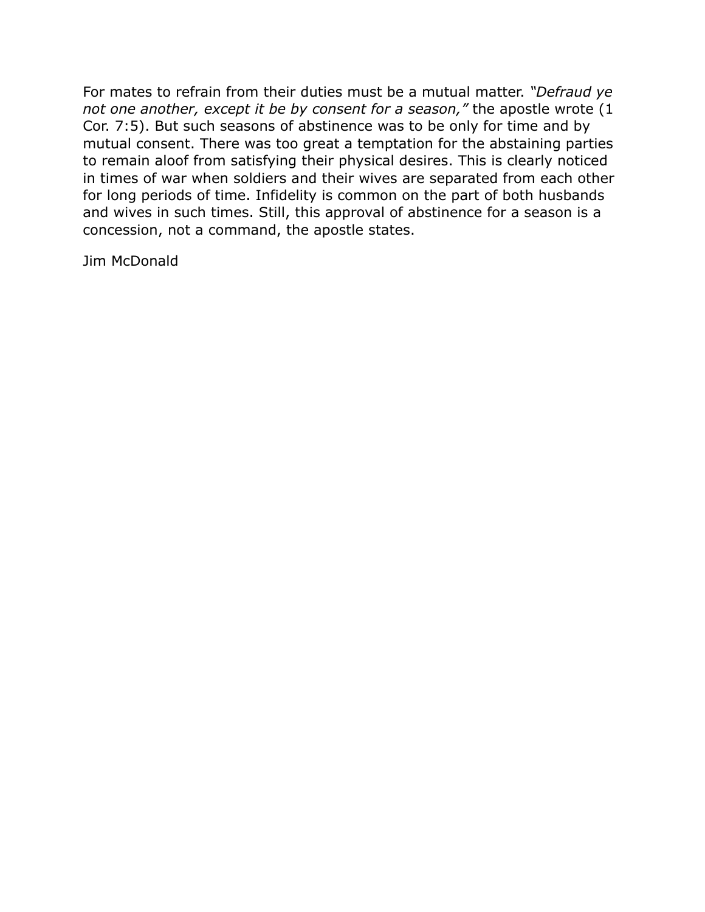For mates to refrain from their duties must be a mutual matter. *"Defraud ye not one another, except it be by consent for a season,"* the apostle wrote (1 Cor. 7:5). But such seasons of abstinence was to be only for time and by mutual consent. There was too great a temptation for the abstaining parties to remain aloof from satisfying their physical desires. This is clearly noticed in times of war when soldiers and their wives are separated from each other for long periods of time. Infidelity is common on the part of both husbands and wives in such times. Still, this approval of abstinence for a season is a concession, not a command, the apostle states.

Jim McDonald